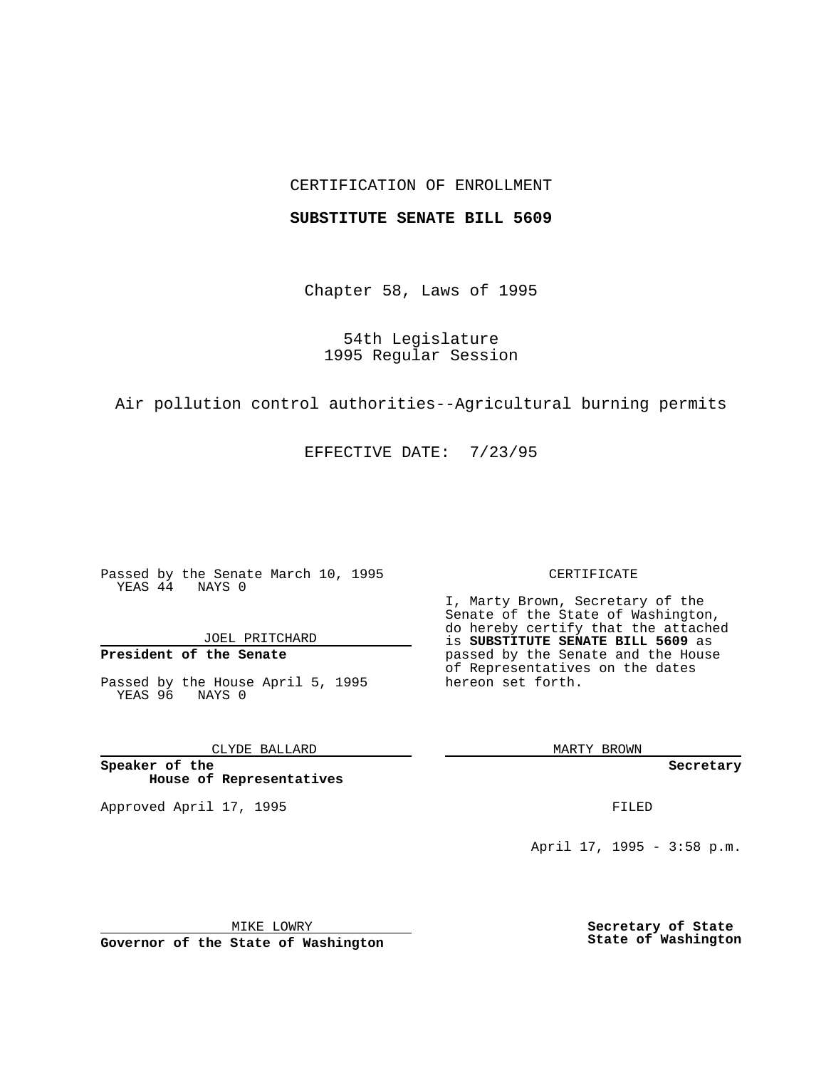CERTIFICATION OF ENROLLMENT

**SUBSTITUTE SENATE BILL 5609**

Chapter 58, Laws of 1995

54th Legislature
1995 Regular Session

Air pollution control authorities--Agricultural burning permits

EFFECTIVE DATE: 7/23/95

Passed by the Senate March 10, 1995
YEAS 44 NAYS 0

JOEL PRITCHARD

**President of the Senate**

Passed by the House April 5, 1995
YEAS 96 NAYS 0

CLYDE BALLARD

**Speaker of the House of Representatives**

Approved April 17, 1995

MIKE LOWRY

**Governor of the State of Washington**

CERTIFICATE

I, Marty Brown, Secretary of the Senate of the State of Washington, do hereby certify that the attached is **SUBSTITUTE SENATE BILL 5609** as passed by the Senate and the House of Representatives on the dates hereon set forth.

MARTY BROWN

**Secretary**

FILED

April 17, 1995 - 3:58 p.m.

**Secretary of State**
**State of Washington**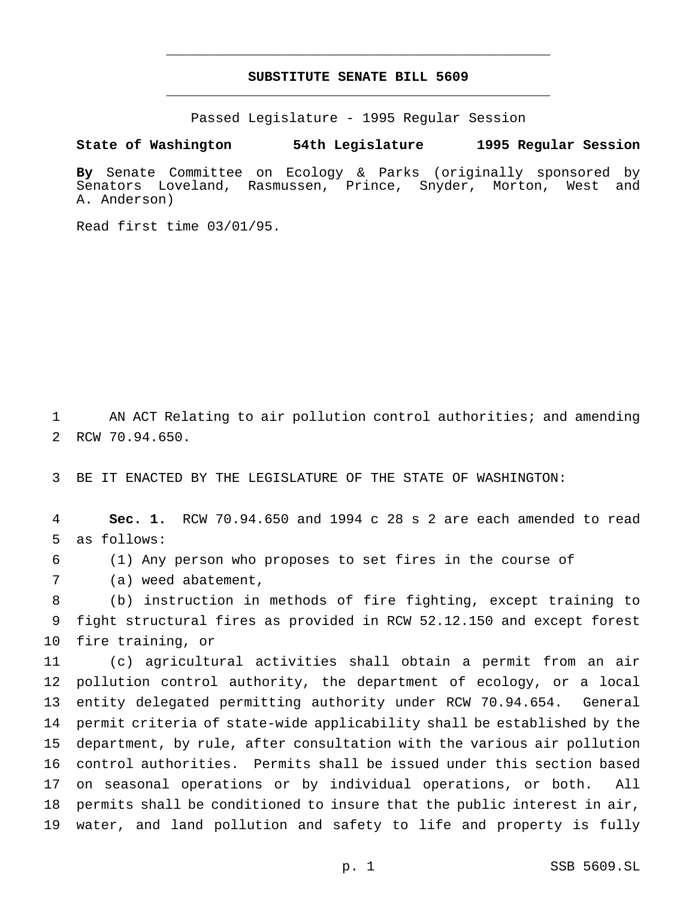# SUBSTITUTE SENATE BILL 5609

Passed Legislature - 1995 Regular Session

**State of Washington 54th Legislature 1995 Regular Session**

**By** Senate Committee on Ecology & Parks (originally sponsored by Senators Loveland, Rasmussen, Prince, Snyder, Morton, West and A. Anderson)

Read first time 03/01/95.

AN ACT Relating to air pollution control authorities; and amending RCW 70.94.650.

BE IT ENACTED BY THE LEGISLATURE OF THE STATE OF WASHINGTON:

**Sec. 1.** RCW 70.94.650 and 1994 c 28 s 2 are each amended to read as follows:

(1) Any person who proposes to set fires in the course of

(a) weed abatement,

(b) instruction in methods of fire fighting, except training to fight structural fires as provided in RCW 52.12.150 and except forest fire training, or

(c) agricultural activities shall obtain a permit from an air pollution control authority, the department of ecology, or a local entity delegated permitting authority under RCW 70.94.654. General permit criteria of state-wide applicability shall be established by the department, by rule, after consultation with the various air pollution control authorities. Permits shall be issued under this section based on seasonal operations or by individual operations, or both. All permits shall be conditioned to insure that the public interest in air, water, and land pollution and safety to life and property is fully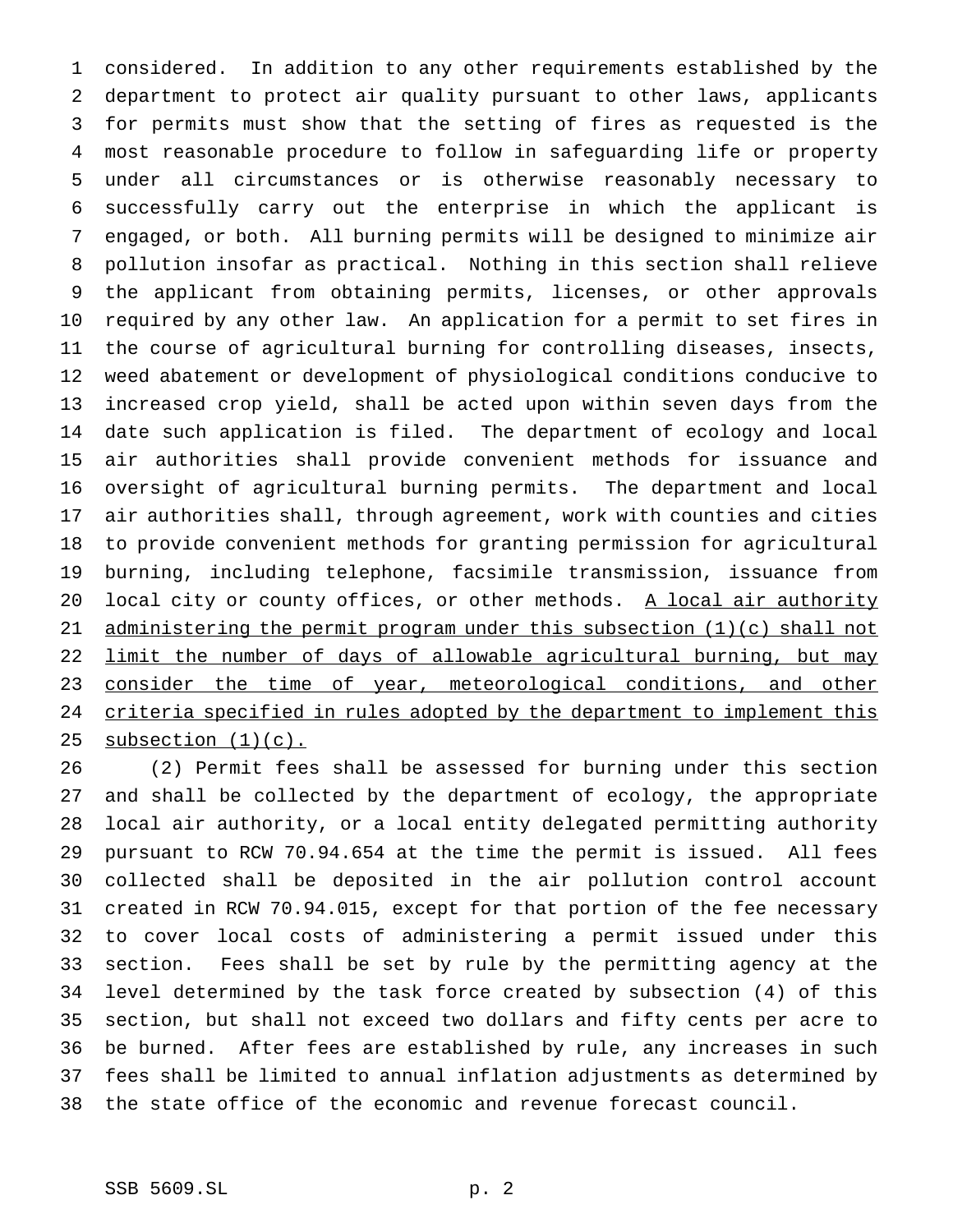considered. In addition to any other requirements established by the department to protect air quality pursuant to other laws, applicants for permits must show that the setting of fires as requested is the most reasonable procedure to follow in safeguarding life or property under all circumstances or is otherwise reasonably necessary to successfully carry out the enterprise in which the applicant is engaged, or both. All burning permits will be designed to minimize air pollution insofar as practical. Nothing in this section shall relieve the applicant from obtaining permits, licenses, or other approvals required by any other law. An application for a permit to set fires in the course of agricultural burning for controlling diseases, insects, weed abatement or development of physiological conditions conducive to increased crop yield, shall be acted upon within seven days from the date such application is filed. The department of ecology and local air authorities shall provide convenient methods for issuance and oversight of agricultural burning permits. The department and local air authorities shall, through agreement, work with counties and cities to provide convenient methods for granting permission for agricultural burning, including telephone, facsimile transmission, issuance from local city or county offices, or other methods. <u>A local air authority administering the permit program under this subsection (1)(c) shall not limit the number of days of allowable agricultural burning, but may consider the time of year, meteorological conditions, and other criteria specified in rules adopted by the department to implement this subsection (1)(c).</u>

(2) Permit fees shall be assessed for burning under this section and shall be collected by the department of ecology, the appropriate local air authority, or a local entity delegated permitting authority pursuant to RCW 70.94.654 at the time the permit is issued. All fees collected shall be deposited in the air pollution control account created in RCW 70.94.015, except for that portion of the fee necessary to cover local costs of administering a permit issued under this section. Fees shall be set by rule by the permitting agency at the level determined by the task force created by subsection (4) of this section, but shall not exceed two dollars and fifty cents per acre to be burned. After fees are established by rule, any increases in such fees shall be limited to annual inflation adjustments as determined by the state office of the economic and revenue forecast council.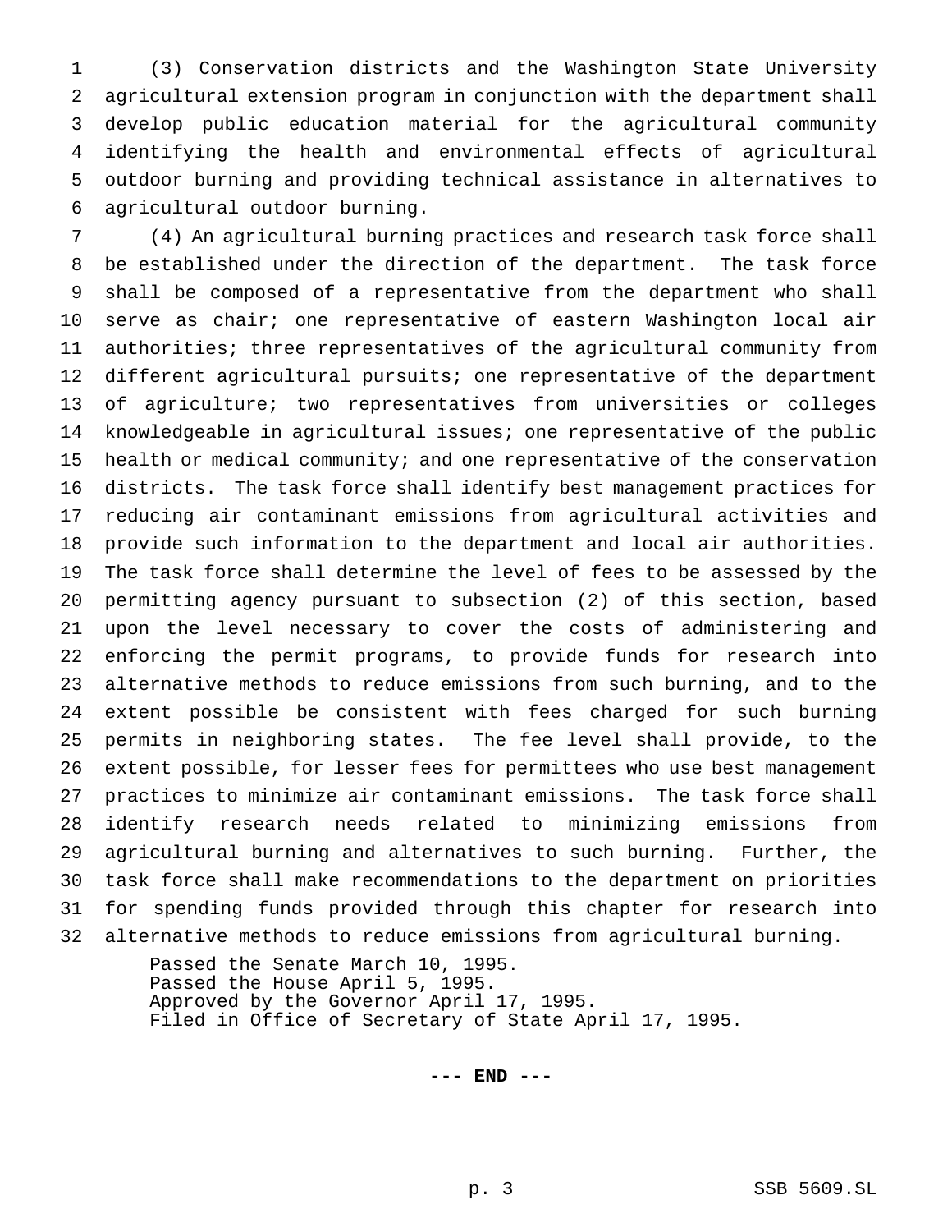(3) Conservation districts and the Washington State University agricultural extension program in conjunction with the department shall develop public education material for the agricultural community identifying the health and environmental effects of agricultural outdoor burning and providing technical assistance in alternatives to agricultural outdoor burning.

(4) An agricultural burning practices and research task force shall be established under the direction of the department. The task force shall be composed of a representative from the department who shall serve as chair; one representative of eastern Washington local air authorities; three representatives of the agricultural community from different agricultural pursuits; one representative of the department of agriculture; two representatives from universities or colleges knowledgeable in agricultural issues; one representative of the public health or medical community; and one representative of the conservation districts. The task force shall identify best management practices for reducing air contaminant emissions from agricultural activities and provide such information to the department and local air authorities. The task force shall determine the level of fees to be assessed by the permitting agency pursuant to subsection (2) of this section, based upon the level necessary to cover the costs of administering and enforcing the permit programs, to provide funds for research into alternative methods to reduce emissions from such burning, and to the extent possible be consistent with fees charged for such burning permits in neighboring states. The fee level shall provide, to the extent possible, for lesser fees for permittees who use best management practices to minimize air contaminant emissions. The task force shall identify research needs related to minimizing emissions from agricultural burning and alternatives to such burning. Further, the task force shall make recommendations to the department on priorities for spending funds provided through this chapter for research into alternative methods to reduce emissions from agricultural burning.

Passed the Senate March 10, 1995.
Passed the House April 5, 1995.
Approved by the Governor April 17, 1995.
Filed in Office of Secretary of State April 17, 1995.

**--- END ---**